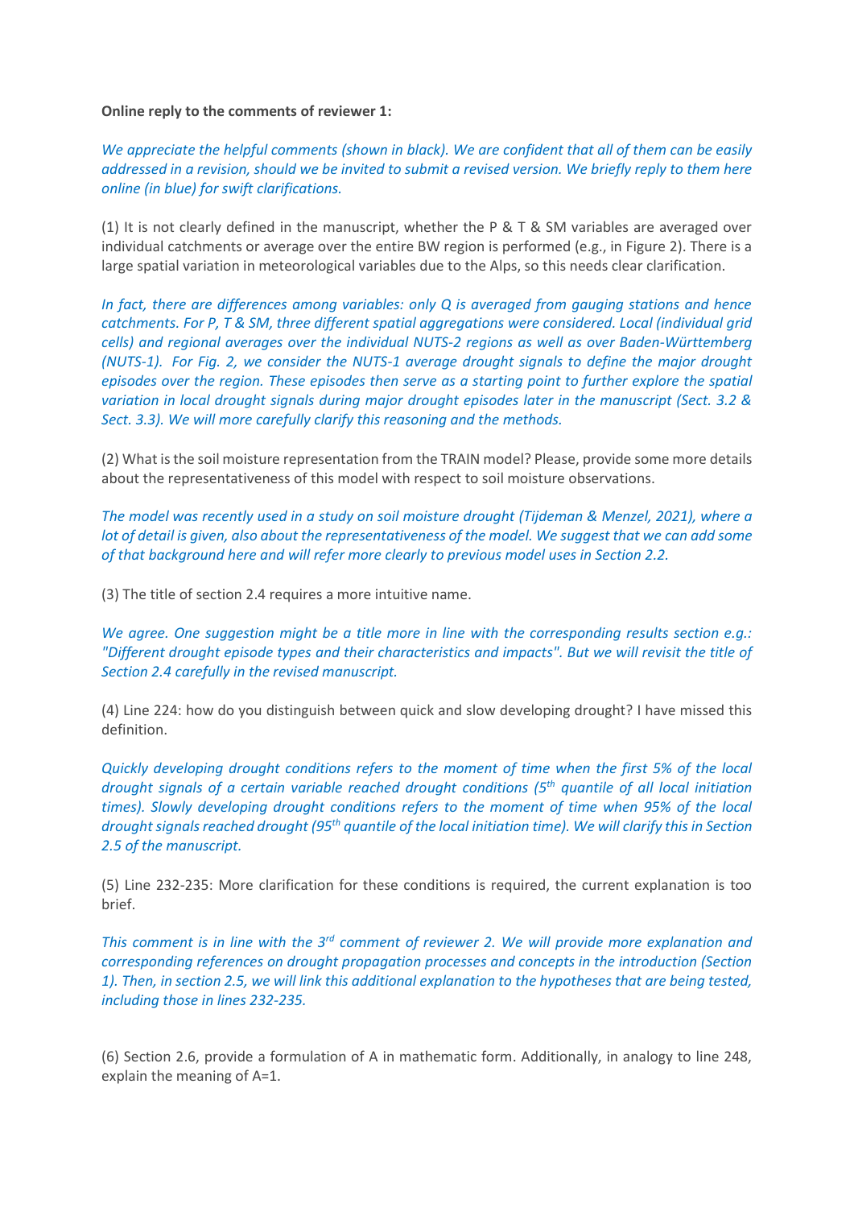**Online reply to the comments of reviewer 1:**

*We appreciate the helpful comments (shown in black). We are confident that all of them can be easily addressed in a revision, should we be invited to submit a revised version. We briefly reply to them here online (in blue) for swift clarifications.*

(1) It is not clearly defined in the manuscript, whether the P & T & SM variables are averaged over individual catchments or average over the entire BW region is performed (e.g., in Figure 2). There is a large spatial variation in meteorological variables due to the Alps, so this needs clear clarification.

*In fact, there are differences among variables: only Q is averaged from gauging stations and hence catchments. For P, T & SM, three different spatial aggregations were considered. Local (individual grid cells) and regional averages over the individual NUTS-2 regions as well as over Baden-Württemberg (NUTS-1). For Fig. 2, we consider the NUTS-1 average drought signals to define the major drought episodes over the region. These episodes then serve as a starting point to further explore the spatial variation in local drought signals during major drought episodes later in the manuscript (Sect. 3.2 & Sect. 3.3). We will more carefully clarify this reasoning and the methods.*

(2) What is the soil moisture representation from the TRAIN model? Please, provide some more details about the representativeness of this model with respect to soil moisture observations.

*The model was recently used in a study on soil moisture drought (Tijdeman & Menzel, 2021), where a lot of detail is given, also about the representativeness of the model. We suggest that we can add some of that background here and will refer more clearly to previous model uses in Section 2.2.*

(3) The title of section 2.4 requires a more intuitive name.

*We agree. One suggestion might be a title more in line with the corresponding results section e.g.: "Different drought episode types and their characteristics and impacts". But we will revisit the title of Section 2.4 carefully in the revised manuscript.*

(4) Line 224: how do you distinguish between quick and slow developing drought? I have missed this definition.

*Quickly developing drought conditions refers to the moment of time when the first 5% of the local drought signals of a certain variable reached drought conditions (5th quantile of all local initiation times). Slowly developing drought conditions refers to the moment of time when 95% of the local drought signals reached drought (95th quantile of the local initiation time). We will clarify this in Section 2.5 of the manuscript.*

(5) Line 232-235: More clarification for these conditions is required, the current explanation is too brief.

*This comment is in line with the 3rd comment of reviewer 2. We will provide more explanation and corresponding references on drought propagation processes and concepts in the introduction (Section 1). Then, in section 2.5, we will link this additional explanation to the hypotheses that are being tested, including those in lines 232-235.*

(6) Section 2.6, provide a formulation of A in mathematic form. Additionally, in analogy to line 248, explain the meaning of A=1.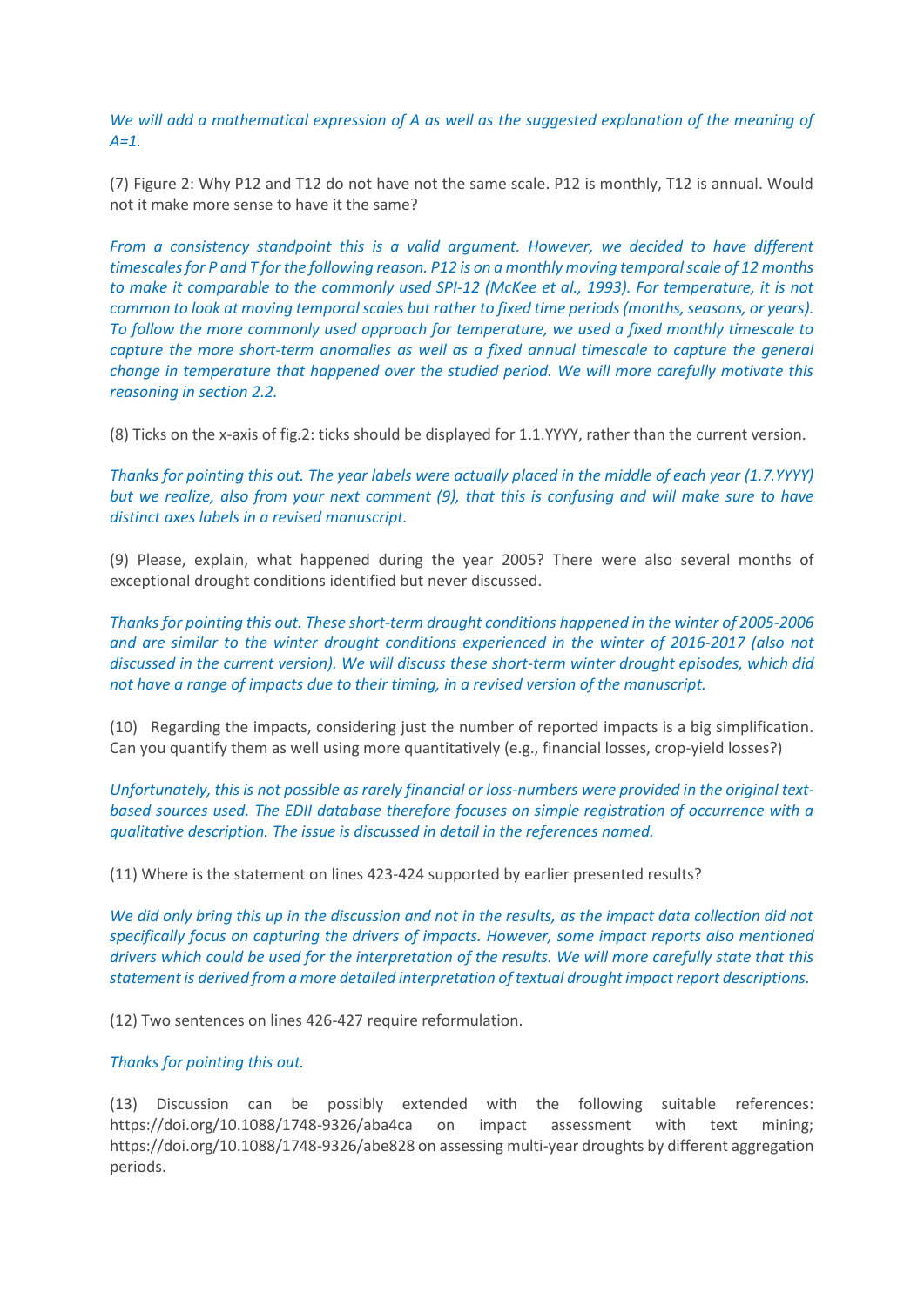*We will add a mathematical expression of A as well as the suggested explanation of the meaning of A=1.*

(7) Figure 2: Why P12 and T12 do not have not the same scale. P12 is monthly, T12 is annual. Would not it make more sense to have it the same?

*From a consistency standpoint this is a valid argument. However, we decided to have different timescales for P and T for the following reason. P12 is on a monthly moving temporal scale of 12 months to make it comparable to the commonly used SPI-12 (McKee et al., 1993). For temperature, it is not common to look at moving temporal scales but rather to fixed time periods (months, seasons, or years). To follow the more commonly used approach for temperature, we used a fixed monthly timescale to capture the more short-term anomalies as well as a fixed annual timescale to capture the general change in temperature that happened over the studied period. We will more carefully motivate this reasoning in section 2.2.*

(8) Ticks on the x-axis of fig.2: ticks should be displayed for 1.1.YYYY, rather than the current version.

*Thanks for pointing this out. The year labels were actually placed in the middle of each year (1.7.YYYY) but we realize, also from your next comment (9), that this is confusing and will make sure to have distinct axes labels in a revised manuscript.*

(9) Please, explain, what happened during the year 2005? There were also several months of exceptional drought conditions identified but never discussed.

*Thanks for pointing this out. These short-term drought conditions happened in the winter of 2005-2006 and are similar to the winter drought conditions experienced in the winter of 2016-2017 (also not discussed in the current version). We will discuss these short-term winter drought episodes, which did not have a range of impacts due to their timing, in a revised version of the manuscript.*

(10) Regarding the impacts, considering just the number of reported impacts is a big simplification. Can you quantify them as well using more quantitatively (e.g., financial losses, crop-yield losses?)

*Unfortunately, this is not possible as rarely financial or loss-numbers were provided in the original text-based sources used. The EDII database therefore focuses on simple registration of occurrence with a qualitative description. The issue is discussed in detail in the references named.*

(11) Where is the statement on lines 423-424 supported by earlier presented results?

*We did only bring this up in the discussion and not in the results, as the impact data collection did not specifically focus on capturing the drivers of impacts. However, some impact reports also mentioned drivers which could be used for the interpretation of the results. We will more carefully state that this statement is derived from a more detailed interpretation of textual drought impact report descriptions.*

(12) Two sentences on lines 426-427 require reformulation.

*Thanks for pointing this out.*

(13) Discussion can be possibly extended with the following suitable references: https://doi.org/10.1088/1748-9326/aba4ca on impact assessment with text mining; https://doi.org/10.1088/1748-9326/abe828 on assessing multi-year droughts by different aggregation periods.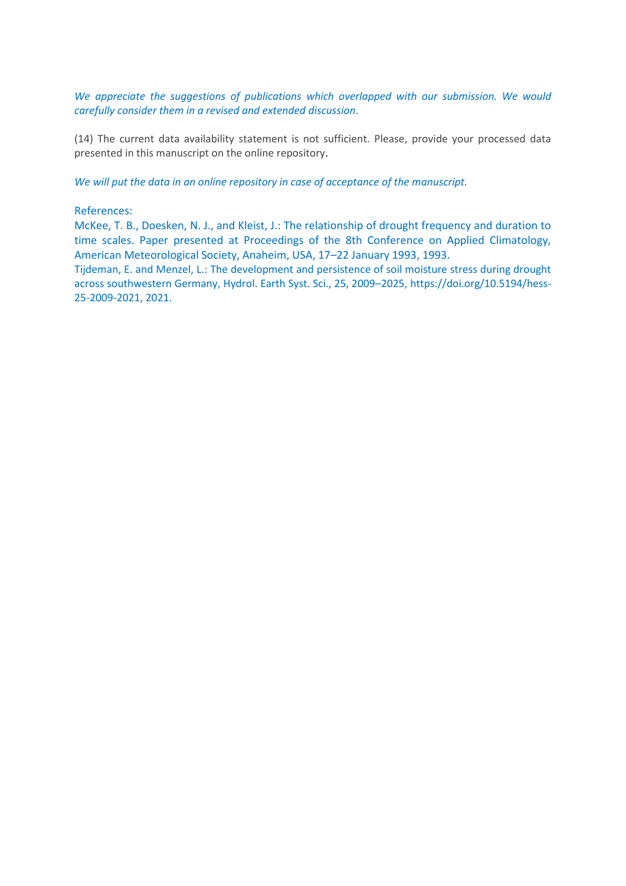*We appreciate the suggestions of publications which overlapped with our submission. We would carefully consider them in a revised and extended discussion.*

(14) The current data availability statement is not sufficient. Please, provide your processed data presented in this manuscript on the online repository.

*We will put the data in an online repository in case of acceptance of the manuscript.*

References:

McKee, T. B., Doesken, N. J., and Kleist, J.: The relationship of drought frequency and duration to time scales. Paper presented at Proceedings of the 8th Conference on Applied Climatology, American Meteorological Society, Anaheim, USA, 17–22 January 1993, 1993.

Tijdeman, E. and Menzel, L.: The development and persistence of soil moisture stress during drought across southwestern Germany, Hydrol. Earth Syst. Sci., 25, 2009–2025, https://doi.org/10.5194/hess-25-2009-2021, 2021.